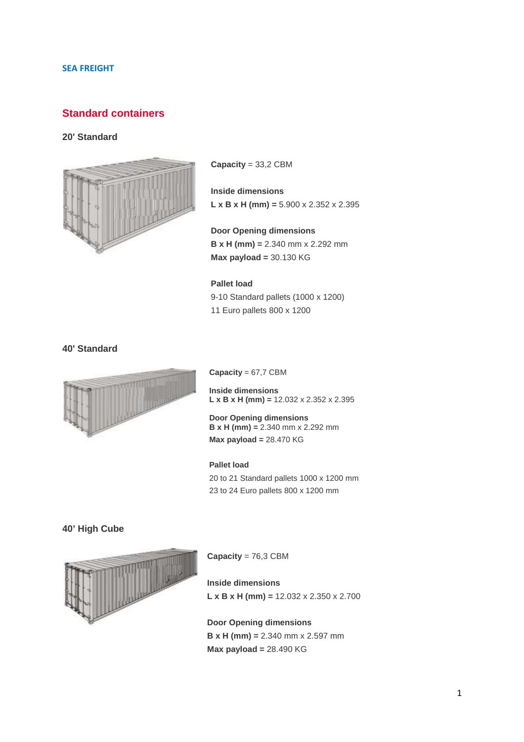**SEA FREIGHT**

# Standard containers

### 20' Standard

**Capacity** = 33,2 CBM

**Inside dimensions**
**L x B x H (mm) =** 5.900 x 2.352 x 2.395

**Door Opening dimensions**
**B x H (mm) =** 2.340 mm x 2.292 mm
**Max payload =** 30.130 KG

**Pallet load**
9-10 Standard pallets (1000 x 1200)
11 Euro pallets 800 x 1200

### 40' Standard

**Capacity** = 67,7 CBM

**Inside dimensions**
**L x B x H (mm) =** 12.032 x 2.352 x 2.395

**Door Opening dimensions**
**B x H (mm) =** 2.340 mm x 2.292 mm
**Max payload =** 28.470 KG

**Pallet load**
20 to 21 Standard pallets 1000 x 1200 mm
23 to 24 Euro pallets 800 x 1200 mm

### 40' High Cube

**Capacity** = 76,3 CBM

**Inside dimensions**
**L x B x H (mm) =** 12.032 x 2.350 x 2.700

**Door Opening dimensions**
**B x H (mm) =** 2.340 mm x 2.597 mm
**Max payload =** 28.490 KG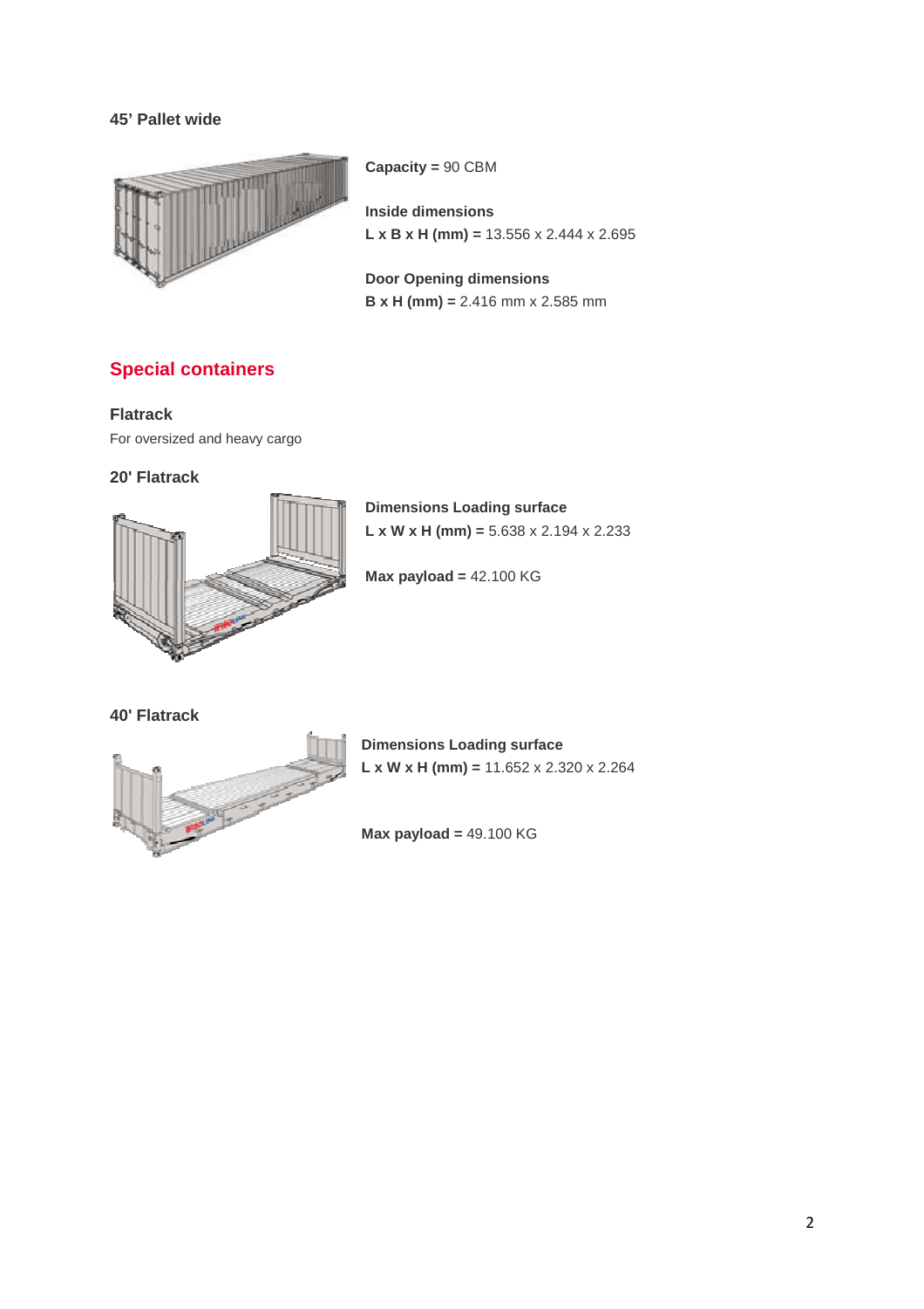### 45’ Pallet wide

**Capacity =** 90 CBM

**Inside dimensions**
**L x B x H (mm) =** 13.556 x 2.444 x 2.695

**Door Opening dimensions**
**B x H (mm) =** 2.416 mm x 2.585 mm

## Special containers

### Flatrack

For oversized and heavy cargo

### 20' Flatrack

**Dimensions Loading surface**
**L x W x H (mm) =** 5.638 x 2.194 x 2.233

**Max payload =** 42.100 KG

### 40' Flatrack

**Dimensions Loading surface**
**L x W x H (mm) =** 11.652 x 2.320 x 2.264

**Max payload =** 49.100 KG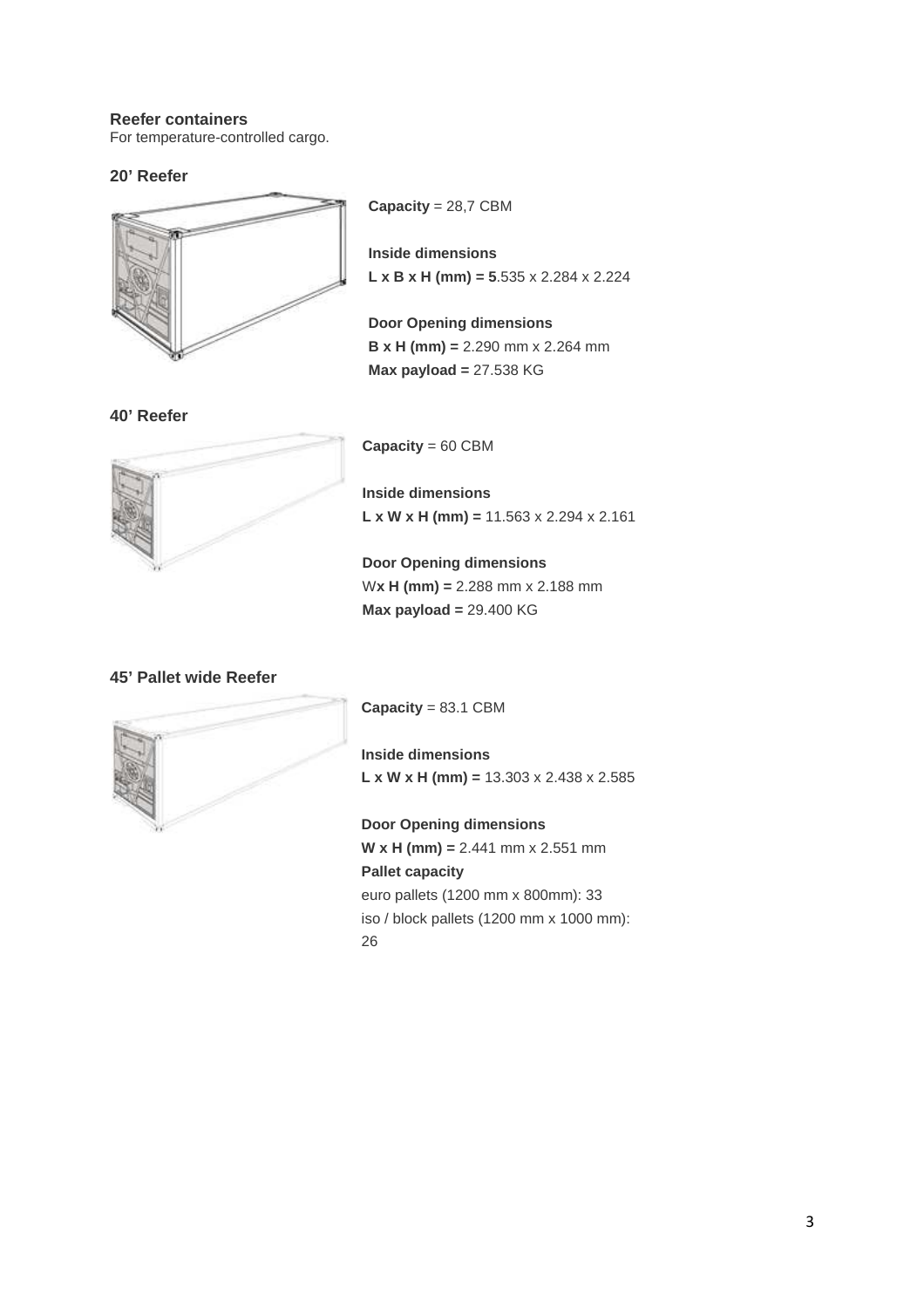**Reefer containers**

For temperature-controlled cargo.

**20' Reefer**

**Capacity** = 28,7 CBM

**Inside dimensions**

**L x B x H (mm) = 5**.535 x 2.284 x 2.224

**Door Opening dimensions**

**B x H (mm) =** 2.290 mm x 2.264 mm

**Max payload =** 27.538 KG

**40' Reefer**

**Capacity** = 60 CBM

**Inside dimensions**

**L x W x H (mm) =** 11.563 x 2.294 x 2.161

**Door Opening dimensions**

W**x H (mm) =** 2.288 mm x 2.188 mm

**Max payload =** 29.400 KG

**45' Pallet wide Reefer**

**Capacity** = 83.1 CBM

**Inside dimensions**

**L x W x H (mm) =** 13.303 x 2.438 x 2.585

**Door Opening dimensions**

**W x H (mm) =** 2.441 mm x 2.551 mm

**Pallet capacity**

euro pallets (1200 mm x 800mm): 33

iso / block pallets (1200 mm x 1000 mm): 26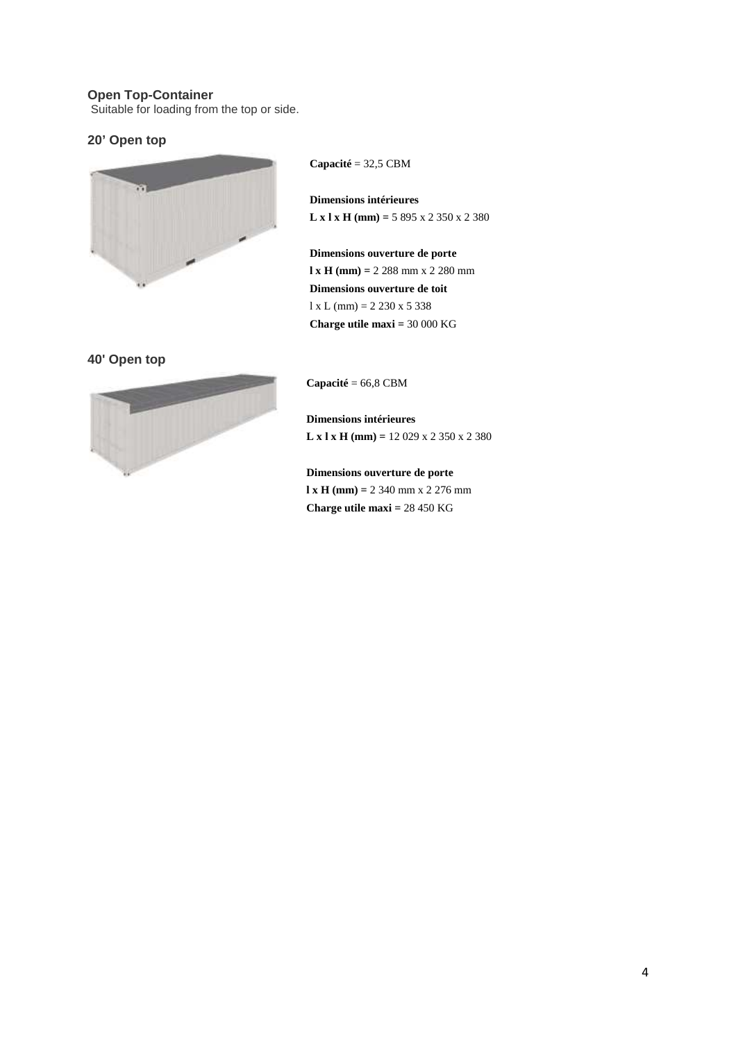**Open Top-Container**

Suitable for loading from the top or side.

## 20’ Open top

**Capacité** = 32,5 CBM

**Dimensions intérieures**
**L x l x H (mm) =** 5 895 x 2 350 x 2 380

**Dimensions ouverture de porte**
**l x H (mm) =** 2 288 mm x 2 280 mm
**Dimensions ouverture de toit**
l x L (mm) = 2 230 x 5 338
**Charge utile maxi =** 30 000 KG

## 40' Open top

**Capacité** = 66,8 CBM

**Dimensions intérieures**
**L x l x H (mm) =** 12 029 x 2 350 x 2 380

**Dimensions ouverture de porte**
**l x H (mm) =** 2 340 mm x 2 276 mm
**Charge utile maxi =** 28 450 KG